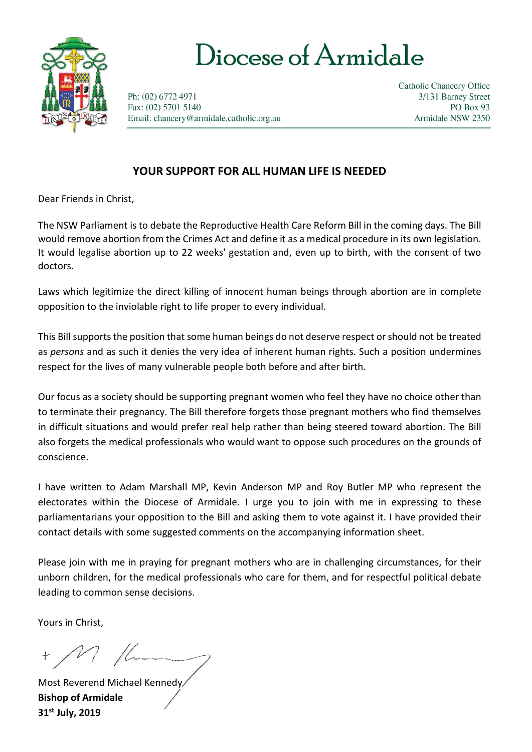# Diocese of Armidale

Ph: (02) 6772 4971
Fax: (02) 5701 5140
Email: chancery@armidale.catholic.org.au

Catholic Chancery Office
3/131 Barney Street
PO Box 93
Armidale NSW 2350

## YOUR SUPPORT FOR ALL HUMAN LIFE IS NEEDED

Dear Friends in Christ,

The NSW Parliament is to debate the Reproductive Health Care Reform Bill in the coming days. The Bill would remove abortion from the Crimes Act and define it as a medical procedure in its own legislation. It would legalise abortion up to 22 weeks' gestation and, even up to birth, with the consent of two doctors.

Laws which legitimize the direct killing of innocent human beings through abortion are in complete opposition to the inviolable right to life proper to every individual.

This Bill supports the position that some human beings do not deserve respect or should not be treated as *persons* and as such it denies the very idea of inherent human rights. Such a position undermines respect for the lives of many vulnerable people both before and after birth.

Our focus as a society should be supporting pregnant women who feel they have no choice other than to terminate their pregnancy. The Bill therefore forgets those pregnant mothers who find themselves in difficult situations and would prefer real help rather than being steered toward abortion. The Bill also forgets the medical professionals who would want to oppose such procedures on the grounds of conscience.

I have written to Adam Marshall MP, Kevin Anderson MP and Roy Butler MP who represent the electorates within the Diocese of Armidale. I urge you to join with me in expressing to these parliamentarians your opposition to the Bill and asking them to vote against it. I have provided their contact details with some suggested comments on the accompanying information sheet.

Please join with me in praying for pregnant mothers who are in challenging circumstances, for their unborn children, for the medical professionals who care for them, and for respectful political debate leading to common sense decisions.

Yours in Christ,

Most Reverend Michael Kennedy
**Bishop of Armidale**
**31st July, 2019**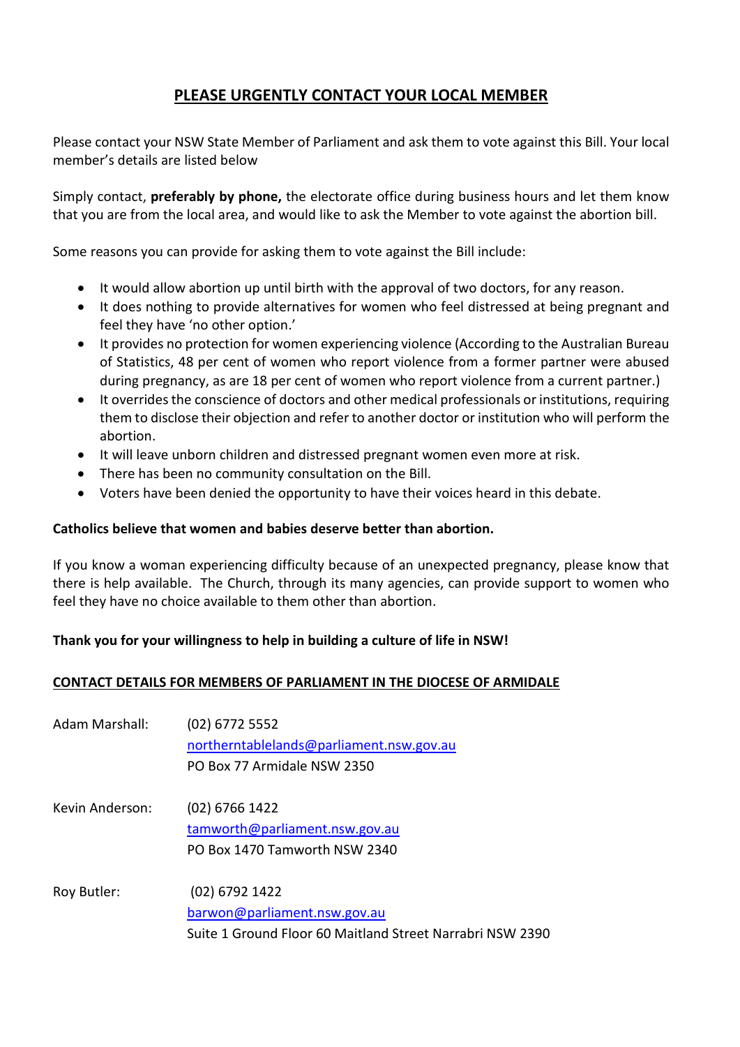## PLEASE URGENTLY CONTACT YOUR LOCAL MEMBER

Please contact your NSW State Member of Parliament and ask them to vote against this Bill. Your local member's details are listed below

Simply contact, **preferably by phone,** the electorate office during business hours and let them know that you are from the local area, and would like to ask the Member to vote against the abortion bill.

Some reasons you can provide for asking them to vote against the Bill include:

- It would allow abortion up until birth with the approval of two doctors, for any reason.
- It does nothing to provide alternatives for women who feel distressed at being pregnant and feel they have 'no other option.'
- It provides no protection for women experiencing violence (According to the Australian Bureau of Statistics, 48 per cent of women who report violence from a former partner were abused during pregnancy, as are 18 per cent of women who report violence from a current partner.)
- It overrides the conscience of doctors and other medical professionals or institutions, requiring them to disclose their objection and refer to another doctor or institution who will perform the abortion.
- It will leave unborn children and distressed pregnant women even more at risk.
- There has been no community consultation on the Bill.
- Voters have been denied the opportunity to have their voices heard in this debate.

**Catholics believe that women and babies deserve better than abortion.**

If you know a woman experiencing difficulty because of an unexpected pregnancy, please know that there is help available. The Church, through its many agencies, can provide support to women who feel they have no choice available to them other than abortion.

**Thank you for your willingness to help in building a culture of life in NSW!**

**CONTACT DETAILS FOR MEMBERS OF PARLIAMENT IN THE DIOCESE OF ARMIDALE**

Adam Marshall:
(02) 6772 5552
northerntablelands@parliament.nsw.gov.au
PO Box 77 Armidale NSW 2350

Kevin Anderson:
(02) 6766 1422
tamworth@parliament.nsw.gov.au
PO Box 1470 Tamworth NSW 2340

Roy Butler:
(02) 6792 1422
barwon@parliament.nsw.gov.au
Suite 1 Ground Floor 60 Maitland Street Narrabri NSW 2390